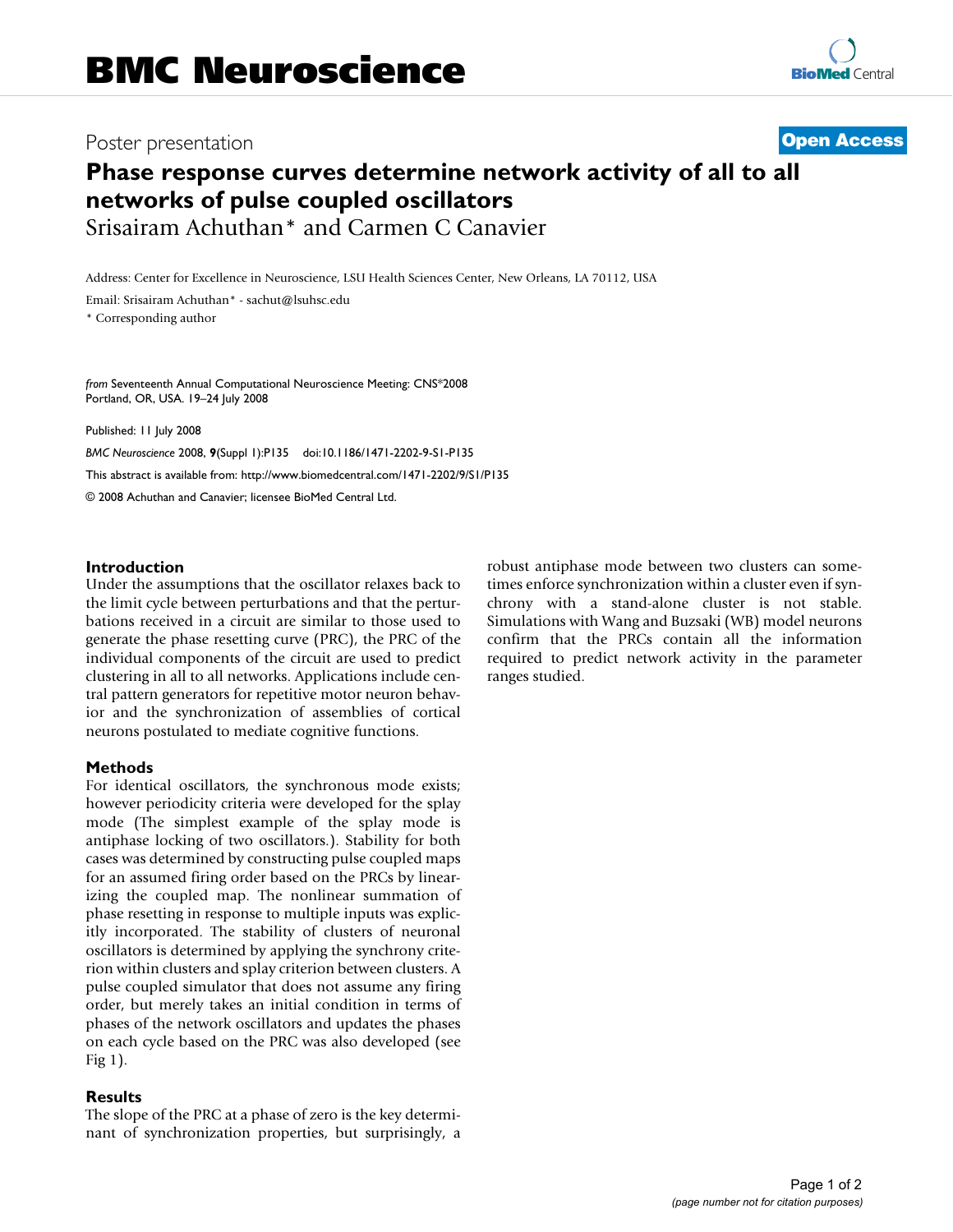# BMC Neuroscience

Poster presentation

**Open Access**

# Phase response curves determine network activity of all to all networks of pulse coupled oscillators

Srisairam Achuthan* and Carmen C Canavier

Address: Center for Excellence in Neuroscience, LSU Health Sciences Center, New Orleans, LA 70112, USA

Email: Srisairam Achuthan* - sachut@lsuhsc.edu

* Corresponding author

*from* Seventeenth Annual Computational Neuroscience Meeting: CNS*2008
Portland, OR, USA. 19–24 July 2008

Published: 11 July 2008

*BMC Neuroscience* 2008, **9**(Suppl 1):P135 doi:10.1186/1471-2202-9-S1-P135

This abstract is available from: http://www.biomedcentral.com/1471-2202/9/S1/P135

© 2008 Achuthan and Canavier; licensee BioMed Central Ltd.

## Introduction

Under the assumptions that the oscillator relaxes back to the limit cycle between perturbations and that the perturbations received in a circuit are similar to those used to generate the phase resetting curve (PRC), the PRC of the individual components of the circuit are used to predict clustering in all to all networks. Applications include central pattern generators for repetitive motor neuron behavior and the synchronization of assemblies of cortical neurons postulated to mediate cognitive functions.

## Methods

For identical oscillators, the synchronous mode exists; however periodicity criteria were developed for the splay mode (The simplest example of the splay mode is antiphase locking of two oscillators.). Stability for both cases was determined by constructing pulse coupled maps for an assumed firing order based on the PRCs by linearizing the coupled map. The nonlinear summation of phase resetting in response to multiple inputs was explicitly incorporated. The stability of clusters of neuronal oscillators is determined by applying the synchrony criterion within clusters and splay criterion between clusters. A pulse coupled simulator that does not assume any firing order, but merely takes an initial condition in terms of phases of the network oscillators and updates the phases on each cycle based on the PRC was also developed (see Fig 1).

## Results

The slope of the PRC at a phase of zero is the key determinant of synchronization properties, but surprisingly, a robust antiphase mode between two clusters can sometimes enforce synchronization within a cluster even if synchrony with a stand-alone cluster is not stable. Simulations with Wang and Buzsaki (WB) model neurons confirm that the PRCs contain all the information required to predict network activity in the parameter ranges studied.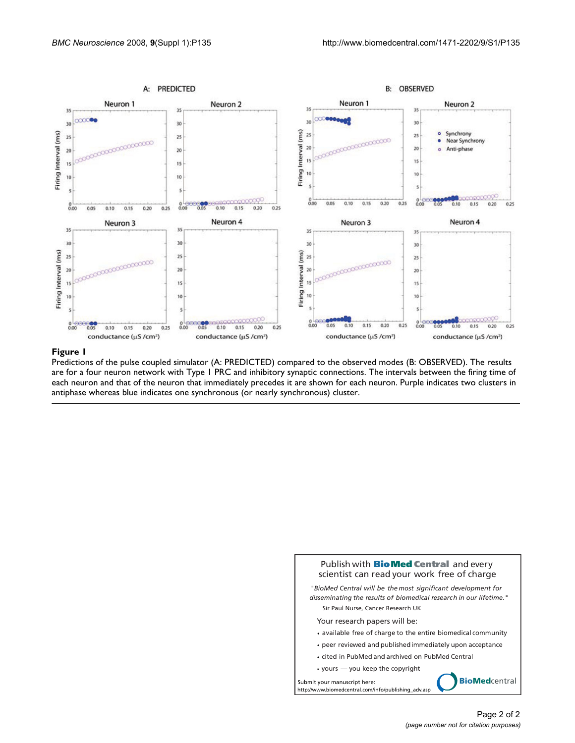A: PREDICTED

Neuron 1

Firing Interval (ms)

35
30
25
20
15
10
5
0

0.00 0.05 0.10 0.15 0.20 0.25

Neuron 2

35
30
25
20
15
10
5
0

0.00 0.05 0.10 0.15 0.20 0.25

Neuron 3

Firing Interval (ms)

35
30
25
20
15
10
5
0

0.00 0.05 0.10 0.15 0.20 0.25

conductance (µS /cm²)

Neuron 4

35
30
25
20
15
10
5
0

0.00 0.05 0.10 0.15 0.20 0.25

conductance (µS /cm²)

B: OBSERVED

Neuron 1

Firing Interval (ms)

35
30
25
20
15
10
5
0

0.00 0.05 0.10 0.15 0.20 0.25

Neuron 2

35
30
25
20
15
10
5
0

Synchrony
Near Synchrony
Anti-phase

0.00 0.05 0.10 0.15 0.20 0.25

Neuron 3

Firing Interval (ms)

35
30
25
20
15
10
5
0

0.00 0.05 0.10 0.15 0.20 0.25

conductance (µS /cm²)

Neuron 4

35
30
25
20
15
10
5
0

0.00 0.05 0.10 0.15 0.20 0.25

conductance (µS /cm²)

**Figure 1**

Predictions of the pulse coupled simulator (A: PREDICTED) compared to the observed modes (B: OBSERVED). The results are for a four neuron network with Type 1 PRC and inhibitory synaptic connections. The intervals between the firing time of each neuron and that of the neuron that immediately precedes it are shown for each neuron. Purple indicates two clusters in antiphase whereas blue indicates one synchronous (or nearly synchronous) cluster.

Publish with **BioMed Central** and every scientist can read your work free of charge

*"BioMed Central will be the most significant development for disseminating the results of biomedical research in our lifetime."*

Sir Paul Nurse, Cancer Research UK

Your research papers will be:

- available free of charge to the entire biomedical community
- peer reviewed and published immediately upon acceptance
- cited in PubMed and archived on PubMed Central
- yours — you keep the copyright

Submit your manuscript here:
http://www.biomedcentral.com/info/publishing_adv.asp

BioMedcentral